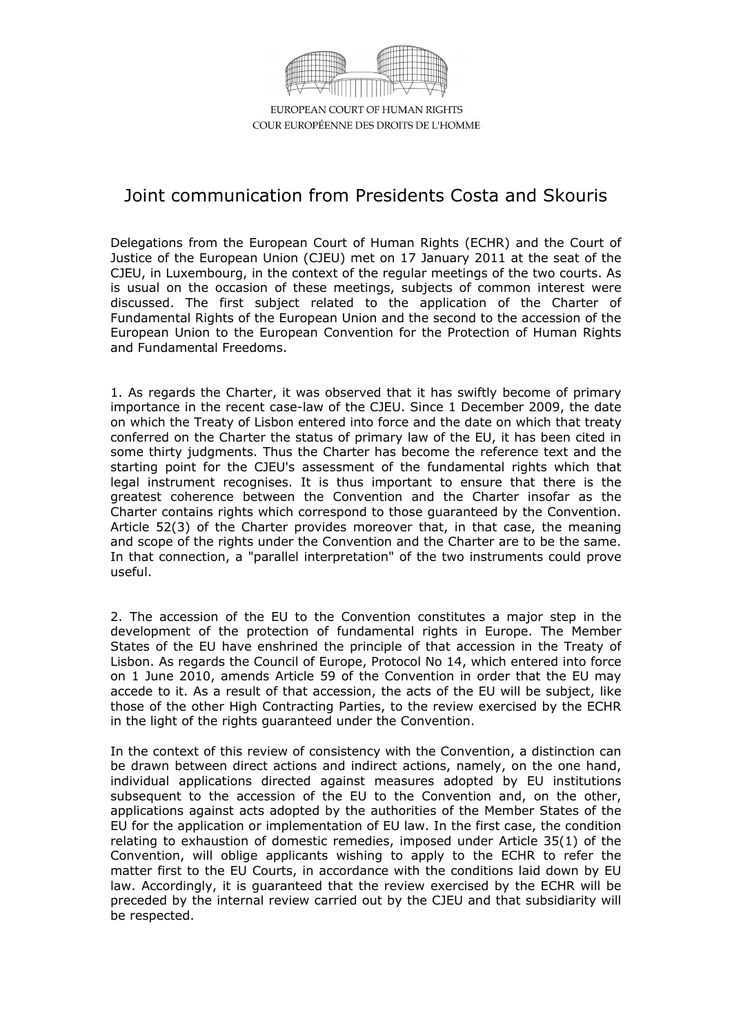EUROPEAN COURT OF HUMAN RIGHTS
COUR EUROPÉENNE DES DROITS DE L'HOMME

# Joint communication from Presidents Costa and Skouris

Delegations from the European Court of Human Rights (ECHR) and the Court of Justice of the European Union (CJEU) met on 17 January 2011 at the seat of the CJEU, in Luxembourg, in the context of the regular meetings of the two courts. As is usual on the occasion of these meetings, subjects of common interest were discussed. The first subject related to the application of the Charter of Fundamental Rights of the European Union and the second to the accession of the European Union to the European Convention for the Protection of Human Rights and Fundamental Freedoms.

1. As regards the Charter, it was observed that it has swiftly become of primary importance in the recent case-law of the CJEU. Since 1 December 2009, the date on which the Treaty of Lisbon entered into force and the date on which that treaty conferred on the Charter the status of primary law of the EU, it has been cited in some thirty judgments. Thus the Charter has become the reference text and the starting point for the CJEU's assessment of the fundamental rights which that legal instrument recognises. It is thus important to ensure that there is the greatest coherence between the Convention and the Charter insofar as the Charter contains rights which correspond to those guaranteed by the Convention. Article 52(3) of the Charter provides moreover that, in that case, the meaning and scope of the rights under the Convention and the Charter are to be the same. In that connection, a "parallel interpretation" of the two instruments could prove useful.

2. The accession of the EU to the Convention constitutes a major step in the development of the protection of fundamental rights in Europe. The Member States of the EU have enshrined the principle of that accession in the Treaty of Lisbon. As regards the Council of Europe, Protocol No 14, which entered into force on 1 June 2010, amends Article 59 of the Convention in order that the EU may accede to it. As a result of that accession, the acts of the EU will be subject, like those of the other High Contracting Parties, to the review exercised by the ECHR in the light of the rights guaranteed under the Convention.

In the context of this review of consistency with the Convention, a distinction can be drawn between direct actions and indirect actions, namely, on the one hand, individual applications directed against measures adopted by EU institutions subsequent to the accession of the EU to the Convention and, on the other, applications against acts adopted by the authorities of the Member States of the EU for the application or implementation of EU law. In the first case, the condition relating to exhaustion of domestic remedies, imposed under Article 35(1) of the Convention, will oblige applicants wishing to apply to the ECHR to refer the matter first to the EU Courts, in accordance with the conditions laid down by EU law. Accordingly, it is guaranteed that the review exercised by the ECHR will be preceded by the internal review carried out by the CJEU and that subsidiarity will be respected.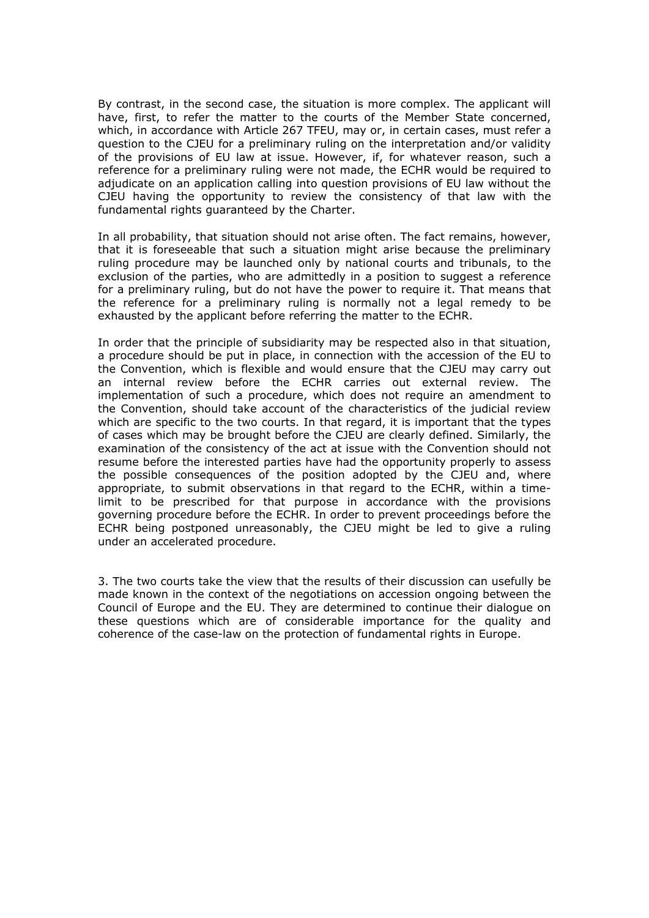By contrast, in the second case, the situation is more complex. The applicant will have, first, to refer the matter to the courts of the Member State concerned, which, in accordance with Article 267 TFEU, may or, in certain cases, must refer a question to the CJEU for a preliminary ruling on the interpretation and/or validity of the provisions of EU law at issue. However, if, for whatever reason, such a reference for a preliminary ruling were not made, the ECHR would be required to adjudicate on an application calling into question provisions of EU law without the CJEU having the opportunity to review the consistency of that law with the fundamental rights guaranteed by the Charter.

In all probability, that situation should not arise often. The fact remains, however, that it is foreseeable that such a situation might arise because the preliminary ruling procedure may be launched only by national courts and tribunals, to the exclusion of the parties, who are admittedly in a position to suggest a reference for a preliminary ruling, but do not have the power to require it. That means that the reference for a preliminary ruling is normally not a legal remedy to be exhausted by the applicant before referring the matter to the ECHR.

In order that the principle of subsidiarity may be respected also in that situation, a procedure should be put in place, in connection with the accession of the EU to the Convention, which is flexible and would ensure that the CJEU may carry out an internal review before the ECHR carries out external review. The implementation of such a procedure, which does not require an amendment to the Convention, should take account of the characteristics of the judicial review which are specific to the two courts. In that regard, it is important that the types of cases which may be brought before the CJEU are clearly defined. Similarly, the examination of the consistency of the act at issue with the Convention should not resume before the interested parties have had the opportunity properly to assess the possible consequences of the position adopted by the CJEU and, where appropriate, to submit observations in that regard to the ECHR, within a time-limit to be prescribed for that purpose in accordance with the provisions governing procedure before the ECHR. In order to prevent proceedings before the ECHR being postponed unreasonably, the CJEU might be led to give a ruling under an accelerated procedure.

3. The two courts take the view that the results of their discussion can usefully be made known in the context of the negotiations on accession ongoing between the Council of Europe and the EU. They are determined to continue their dialogue on these questions which are of considerable importance for the quality and coherence of the case-law on the protection of fundamental rights in Europe.